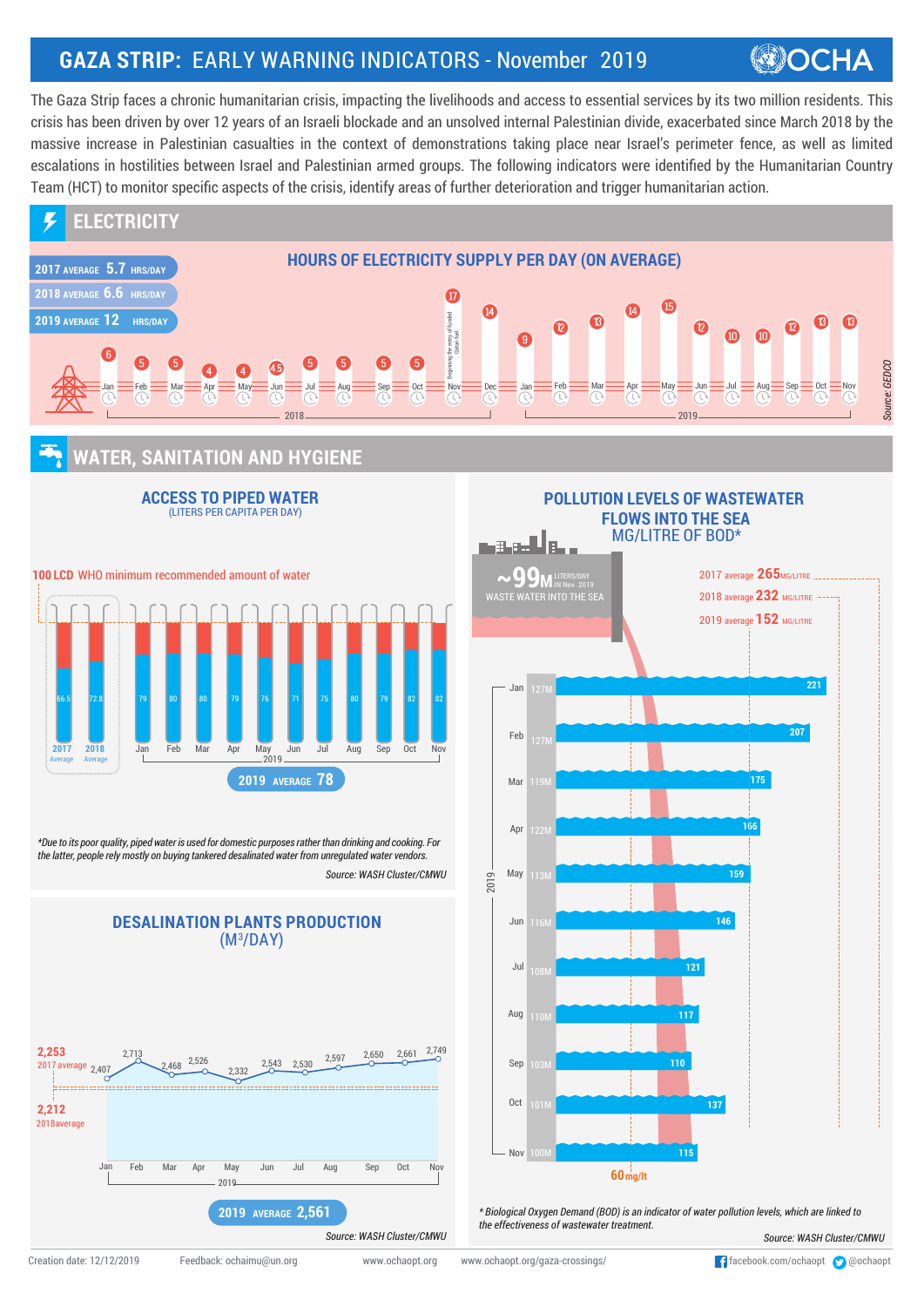# GAZA STRIP: EARLY WARNING INDICATORS - November 2019

The Gaza Strip faces a chronic humanitarian crisis, impacting the livelihoods and access to essential services by its two million residents. This crisis has been driven by over 12 years of an Israeli blockade and an unsolved internal Palestinian divide, exacerbated since March 2018 by the massive increase in Palestinian casualties in the context of demonstrations taking place near Israel's perimeter fence, as well as limited escalations in hostilities between Israel and Palestinian armed groups. The following indicators were identified by the Humanitarian Country Team (HCT) to monitor specific aspects of the crisis, identify areas of further deterioration and trigger humanitarian action.

## ELECTRICITY

### HOURS OF ELECTRICITY SUPPLY PER DAY (ON AVERAGE)

2017 AVERAGE 5.7 HRS/DAY
2018 AVERAGE 6.6 HRS/DAY
2019 AVERAGE 12 HRS/DAY

2018: Jan 6, Feb 5, Mar 5, Apr 4, May 4, Jun 4.5, Jul 5, Aug 5, Sep 5, Oct 5, Nov 17, Dec 14

Beginning the entry of funded Qatari fuel

2019: Jan 9, Feb 12, Mar 13, Apr 14, May 15, Jun 12, Jul 10, Aug 10, Sep 12, Oct 13, Nov 13

Source: GEDCO

## WATER, SANITATION AND HYGIENE

### ACCESS TO PIPED WATER
(LITERS PER CAPITA PER DAY)

100 LCD WHO minimum recommended amount of water

2017 Average 66.5
2018 Average 72.8

2019: Jan 79, Feb 80, Mar 80, Apr 79, May 76, Jun 71, Jul 75, Aug 80, Sep 79, Oct 82, Nov 82

2019 AVERAGE 78

*Due to its poor quality, piped water is used for domestic purposes rather than drinking and cooking. For the latter, people rely mostly on buying tankered desalinated water from unregulated water vendors.*

Source: WASH Cluster/CMWU

### DESALINATION PLANTS PRODUCTION
($M^3$/DAY)

2,253 2017 average
2,212 2018average

2019: Jan 2,407, Feb 2,713, Mar 2,468, Apr 2,526, May 2,332, Jun 2,543, Jul 2,530, Aug 2,597, Sep 2,650, Oct 2,661, Nov 2,749

2019 AVERAGE 2,561

Source: WASH Cluster/CMWU

### POLLUTION LEVELS OF WASTEWATER FLOWS INTO THE SEA
MG/LITRE OF BOD*

~99M LITERS/DAY IN Nov 2019
WASTE WATER INTO THE SEA

2017 average 265 MG/LITRE
2018 average 232 MG/LITRE
2019 average 152 MG/LITRE

2019: Jan 127M 221, Feb 127M 207, Mar 119M 175, Apr 122M 166, May 113M 159, Jun 116M 146, Jul 108M 121, Aug 110M 117, Sep 103M 110, Oct 101M 137, Nov 100M 115

60mg/lt

*\* Biological Oxygen Demand (BOD) is an indicator of water pollution levels, which are linked to the effectiveness of wastewater treatment.*

Source: WASH Cluster/CMWU

Creation date: 12/12/2019 Feedback: ochaimu@un.org www.ochaopt.org www.ochaopt.org/gaza-crossings/ facebook.com/ochaopt @ochaopt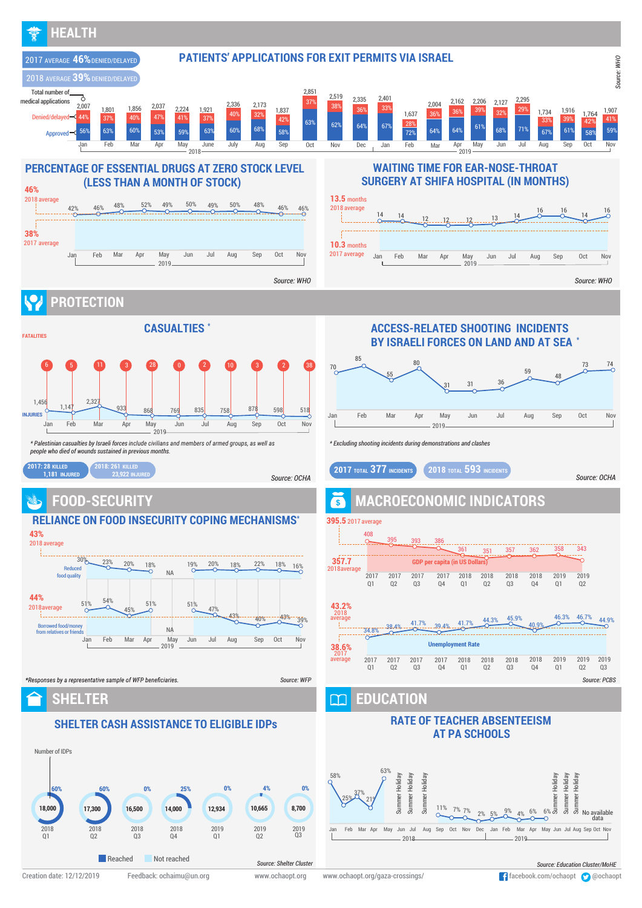# HEALTH

## PATIENTS' APPLICATIONS FOR EXIT PERMITS VIA ISRAEL

2017 AVERAGE 46% DENIED/DELAYED

2018 AVERAGE 39% DENIED/DELAYED

Total number of medical applications

Denied/delayed

Approved

2,007 1,801 1,856 2,037 2,224 1,921 2,336 2,173 1,837 2,851 2,519 2,335 2,401 1,637 2,004 2,162 2,206 2,127 2,295 1,734 1,916 1,764 1,907

44% 37% 40% 47% 41% 37% 40% 32% 42% 37% 38% 36% 33% 28% 36% 36% 39% 32% 29% 33% 39% 42% 41%

56% 63% 60% 53% 59% 63% 60% 68% 58% 63% 62% 64% 67% 72% 64% 64% 61% 68% 71% 67% 61% 58% 59%

Jan Feb Mar Apr May June July Aug Sep Oct Nov Dec Jan Feb Mar Apr May Jun Jul Aug Sep Oct Nov

2018 2019

Source: WHO

## PERCENTAGE OF ESSENTIAL DRUGS AT ZERO STOCK LEVEL (LESS THAN A MONTH OF STOCK)

46% 2018 average

38% 2017 average

42% 46% 48% 52% 49% 50% 49% 50% 48% 46% 46%

Jan Feb Mar Apr May Jun Jul Aug Sep Oct Nov

2019

Source: WHO

## WAITING TIME FOR EAR-NOSE-THROAT SURGERY AT SHIFA HOSPITAL (IN MONTHS)

13.5 months 2018 average

10.3 months 2017 average

14 14 12 12 12 13 14 16 16 14 16

Jan Feb Mar Apr May Jun Jul Aug Sep Oct Nov

2019

Source: WHO

# PROTECTION

## CASUALTIES *

FATALITIES

6 5 11 3 28 0 2 10 3 2 38

INJURIES

1,456 1,147 2,327 933 868 769 835 758 878 598 518

Jan Feb Mar Apr May Jun Jul Aug Sep Oct Nov

2019

*Palestinian casualties by Israeli forces include civilians and members of armed groups, as well as people who died of wounds sustained in previous months.

2017: 28 KILLED 1,181 INJURED

2018: 261 KILLED 23,922 INJURED

Source: OCHA

## ACCESS-RELATED SHOOTING INCIDENTS BY ISRAELI FORCES ON LAND AND AT SEA *

70 85 55 80 31 31 36 59 48 73 74

Jan Feb Mar Apr May Jun Jul Aug Sep Oct Nov

2019

* Excluding shooting incidents during demonstrations and clashes

2017 TOTAL 377 INCIDENTS

2018 TOTAL 593 INCIDENTS

Source: OCHA

# FOOD-SECURITY

## RELIANCE ON FOOD INSECURITY COPING MECHANISMS*

43% 2018 average

Reduced food quality

30% 23% 20% 18% NA 19% 20% 18% 22% 18% 16%

44% 2018average

Borrowed food/money from relatives or friends

51% 54% 45% 51% NA 51% 47% 43% 40% 43% 39%

Jan Feb Mar Apr May Jun Jul Aug Sep Oct Nov

2019

*Responses by a representative sample of WFP beneficiaries.

Source: WFP

# MACROECONOMIC INDICATORS

395.5 2017 average

357.7 2018average

GDP per capita (in US Dollars)

408 395 393 386 361 351 357 362 358 343

2017 Q1, 2017 Q2, 2017 Q3, 2017 Q4, 2018 Q1, 2018 Q2, 2018 Q3, 2018 Q4, 2019 Q1, 2019 Q2

43.2% 2018 average

38.6% 2017 average

Unemployment Rate

34.8% 38.4% 41.7% 39.4% 41.7% 44.3% 45.9% 40.9% 46.3% 46.7% 44.9%

2017 Q1, 2017 Q2, 2017 Q3, 2017 Q4, 2018 Q1, 2018 Q2, 2018 Q3, 2018 Q4, 2019 Q1, 2019 Q2, 2019 Q3

Source: PCBS

# SHELTER

## SHELTER CASH ASSISTANCE TO ELIGIBLE IDPs

Number of IDPs

60% 18,000 2018 Q1

60% 17,300 2018 Q2

0% 16,500 2018 Q3

25% 14,000 2018 Q4

0% 12,934 2019 Q1

4% 10,665 2019 Q2

0% 8,700 2019 Q3

Reached

Not reached

Source: Shelter Cluster

# EDUCATION

## RATE OF TEACHER ABSENTEEISM AT PA SCHOOLS

58% 25% 37% 21% 63% Summer Holiday Summer Holiday Summer Holiday 11% 7% 7% 2% 5% 9% 4% 6% 6% Summer Holiday Summer Holiday Summer Holiday No available data

Jan Feb Mar Apr May Jun Jul Aug Sep Oct Nov Dec Jan Feb Mar Apr May Jun Jul Aug Sep Oct Nov

2018 2019

Source: Education Cluster/MoHE

Creation date: 12/12/2019 Feedback: ochaimu@un.org www.ochaopt.org www.ochaopt.org/gaza-crossings/ facebook.com/ochaopt @ochaopt